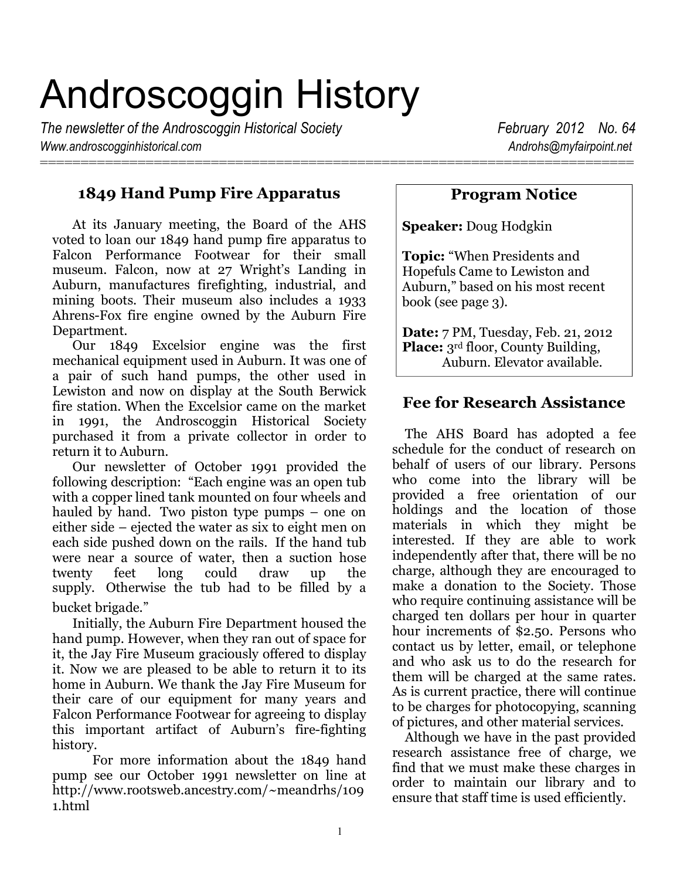# Androscoggin History

*The newsletter of the Androscoggin Historical Society* *February 2012 No. 64*

*Www.androscogginhistorical.com* *Androhs@myfairpoint.net*

## 1849 Hand Pump Fire Apparatus

At its January meeting, the Board of the AHS voted to loan our 1849 hand pump fire apparatus to Falcon Performance Footwear for their small museum. Falcon, now at 27 Wright's Landing in Auburn, manufactures firefighting, industrial, and mining boots. Their museum also includes a 1933 Ahrens-Fox fire engine owned by the Auburn Fire Department.

Our 1849 Excelsior engine was the first mechanical equipment used in Auburn. It was one of a pair of such hand pumps, the other used in Lewiston and now on display at the South Berwick fire station. When the Excelsior came on the market in 1991, the Androscoggin Historical Society purchased it from a private collector in order to return it to Auburn.

Our newsletter of October 1991 provided the following description: "Each engine was an open tub with a copper lined tank mounted on four wheels and hauled by hand. Two piston type pumps – one on either side – ejected the water as six to eight men on each side pushed down on the rails. If the hand tub were near a source of water, then a suction hose twenty feet long could draw up the supply. Otherwise the tub had to be filled by a bucket brigade."

Initially, the Auburn Fire Department housed the hand pump. However, when they ran out of space for it, the Jay Fire Museum graciously offered to display it. Now we are pleased to be able to return it to its home in Auburn. We thank the Jay Fire Museum for their care of our equipment for many years and Falcon Performance Footwear for agreeing to display this important artifact of Auburn's fire-fighting history.

For more information about the 1849 hand pump see our October 1991 newsletter on line at http://www.rootsweb.ancestry.com/~meandrhs/1091.html

## Program Notice

**Speaker:** Doug Hodgkin

**Topic:** "When Presidents and Hopefuls Came to Lewiston and Auburn," based on his most recent book (see page 3).

**Date:** 7 PM, Tuesday, Feb. 21, 2012
**Place:** 3rd floor, County Building, Auburn. Elevator available.

## Fee for Research Assistance

The AHS Board has adopted a fee schedule for the conduct of research on behalf of users of our library. Persons who come into the library will be provided a free orientation of our holdings and the location of those materials in which they might be interested. If they are able to work independently after that, there will be no charge, although they are encouraged to make a donation to the Society. Those who require continuing assistance will be charged ten dollars per hour in quarter hour increments of $2.50. Persons who contact us by letter, email, or telephone and who ask us to do the research for them will be charged at the same rates. As is current practice, there will continue to be charges for photocopying, scanning of pictures, and other material services.

Although we have in the past provided research assistance free of charge, we find that we must make these charges in order to maintain our library and to ensure that staff time is used efficiently.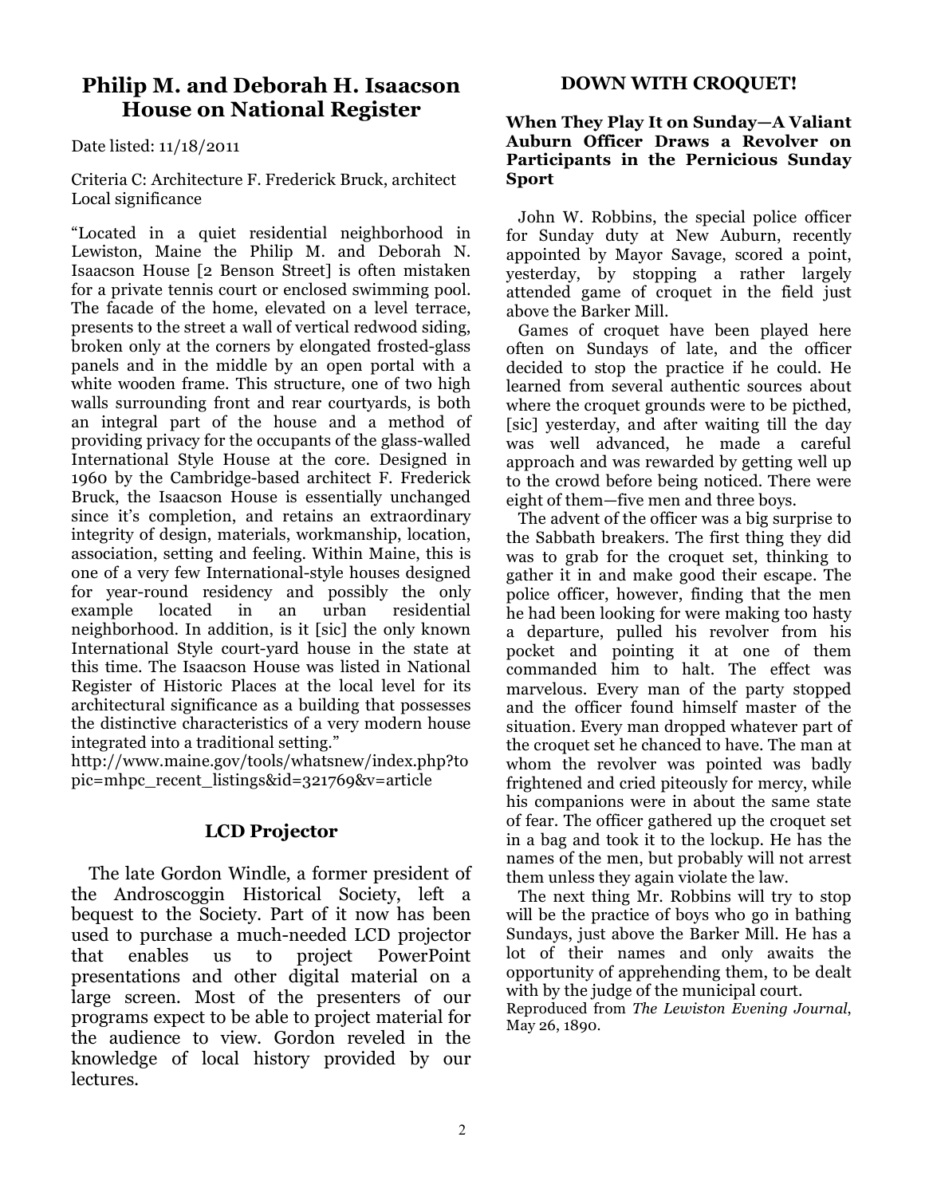## Philip M. and Deborah H. Isaacson House on National Register

Date listed: 11/18/2011

Criteria C: Architecture F. Frederick Bruck, architect
Local significance

"Located in a quiet residential neighborhood in Lewiston, Maine the Philip M. and Deborah N. Isaacson House [2 Benson Street] is often mistaken for a private tennis court or enclosed swimming pool. The facade of the home, elevated on a level terrace, presents to the street a wall of vertical redwood siding, broken only at the corners by elongated frosted-glass panels and in the middle by an open portal with a white wooden frame. This structure, one of two high walls surrounding front and rear courtyards, is both an integral part of the house and a method of providing privacy for the occupants of the glass-walled International Style House at the core. Designed in 1960 by the Cambridge-based architect F. Frederick Bruck, the Isaacson House is essentially unchanged since it's completion, and retains an extraordinary integrity of design, materials, workmanship, location, association, setting and feeling. Within Maine, this is one of a very few International-style houses designed for year-round residency and possibly the only example located in an urban residential neighborhood. In addition, is it [sic] the only known International Style court-yard house in the state at this time. The Isaacson House was listed in National Register of Historic Places at the local level for its architectural significance as a building that possesses the distinctive characteristics of a very modern house integrated into a traditional setting."
http://www.maine.gov/tools/whatsnew/index.php?topic=mhpc_recent_listings&id=321769&v=article

## LCD Projector

The late Gordon Windle, a former president of the Androscoggin Historical Society, left a bequest to the Society. Part of it now has been used to purchase a much-needed LCD projector that enables us to project PowerPoint presentations and other digital material on a large screen. Most of the presenters of our programs expect to be able to project material for the audience to view. Gordon reveled in the knowledge of local history provided by our lectures.

## DOWN WITH CROQUET!

**When They Play It on Sunday—A Valiant Auburn Officer Draws a Revolver on Participants in the Pernicious Sunday Sport**

John W. Robbins, the special police officer for Sunday duty at New Auburn, recently appointed by Mayor Savage, scored a point, yesterday, by stopping a rather largely attended game of croquet in the field just above the Barker Mill.

Games of croquet have been played here often on Sundays of late, and the officer decided to stop the practice if he could. He learned from several authentic sources about where the croquet grounds were to be picthed, [sic] yesterday, and after waiting till the day was well advanced, he made a careful approach and was rewarded by getting well up to the crowd before being noticed. There were eight of them—five men and three boys.

The advent of the officer was a big surprise to the Sabbath breakers. The first thing they did was to grab for the croquet set, thinking to gather it in and make good their escape. The police officer, however, finding that the men he had been looking for were making too hasty a departure, pulled his revolver from his pocket and pointing it at one of them commanded him to halt. The effect was marvelous. Every man of the party stopped and the officer found himself master of the situation. Every man dropped whatever part of the croquet set he chanced to have. The man at whom the revolver was pointed was badly frightened and cried piteously for mercy, while his companions were in about the same state of fear. The officer gathered up the croquet set in a bag and took it to the lockup. He has the names of the men, but probably will not arrest them unless they again violate the law.

The next thing Mr. Robbins will try to stop will be the practice of boys who go in bathing Sundays, just above the Barker Mill. He has a lot of their names and only awaits the opportunity of apprehending them, to be dealt with by the judge of the municipal court.

Reproduced from *The Lewiston Evening Journal*, May 26, 1890.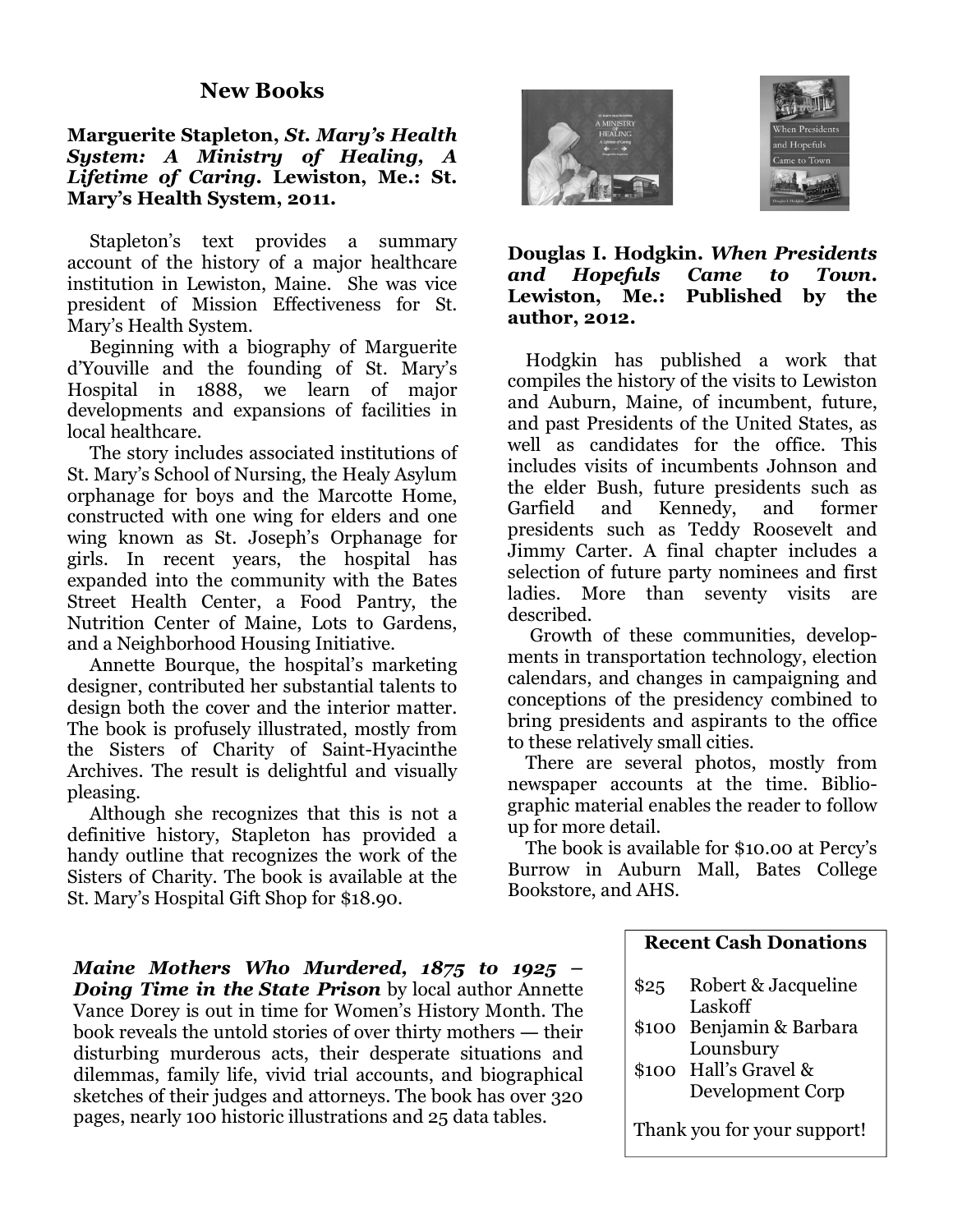## New Books

**Marguerite Stapleton, *St. Mary's Health System: A Ministry of Healing, A Lifetime of Caring*. Lewiston, Me.: St. Mary's Health System, 2011.**

Stapleton's text provides a summary account of the history of a major healthcare institution in Lewiston, Maine. She was vice president of Mission Effectiveness for St. Mary's Health System.

Beginning with a biography of Marguerite d'Youville and the founding of St. Mary's Hospital in 1888, we learn of major developments and expansions of facilities in local healthcare.

The story includes associated institutions of St. Mary's School of Nursing, the Healy Asylum orphanage for boys and the Marcotte Home, constructed with one wing for elders and one wing known as St. Joseph's Orphanage for girls. In recent years, the hospital has expanded into the community with the Bates Street Health Center, a Food Pantry, the Nutrition Center of Maine, Lots to Gardens, and a Neighborhood Housing Initiative.

Annette Bourque, the hospital's marketing designer, contributed her substantial talents to design both the cover and the interior matter. The book is profusely illustrated, mostly from the Sisters of Charity of Saint-Hyacinthe Archives. The result is delightful and visually pleasing.

Although she recognizes that this is not a definitive history, Stapleton has provided a handy outline that recognizes the work of the Sisters of Charity. The book is available at the St. Mary's Hospital Gift Shop for $18.90.

**Douglas I. Hodgkin. *When Presidents and Hopefuls Came to Town*. Lewiston, Me.: Published by the author, 2012.**

Hodgkin has published a work that compiles the history of the visits to Lewiston and Auburn, Maine, of incumbent, future, and past Presidents of the United States, as well as candidates for the office. This includes visits of incumbents Johnson and the elder Bush, future presidents such as Garfield and Kennedy, and former presidents such as Teddy Roosevelt and Jimmy Carter. A final chapter includes a selection of future party nominees and first ladies. More than seventy visits are described.

Growth of these communities, developments in transportation technology, election calendars, and changes in campaigning and conceptions of the presidency combined to bring presidents and aspirants to the office to these relatively small cities.

There are several photos, mostly from newspaper accounts at the time. Bibliographic material enables the reader to follow up for more detail.

The book is available for $10.00 at Percy's Burrow in Auburn Mall, Bates College Bookstore, and AHS.

***Maine Mothers Who Murdered, 1875 to 1925 – Doing Time in the State Prison*** by local author Annette Vance Dorey is out in time for Women's History Month. The book reveals the untold stories of over thirty mothers — their disturbing murderous acts, their desperate situations and dilemmas, family life, vivid trial accounts, and biographical sketches of their judges and attorneys. The book has over 320 pages, nearly 100 historic illustrations and 25 data tables.

### Recent Cash Donations

- $25 Robert & Jacqueline Laskoff
- $100 Benjamin & Barbara Lounsbury
- $100 Hall's Gravel & Development Corp

Thank you for your support!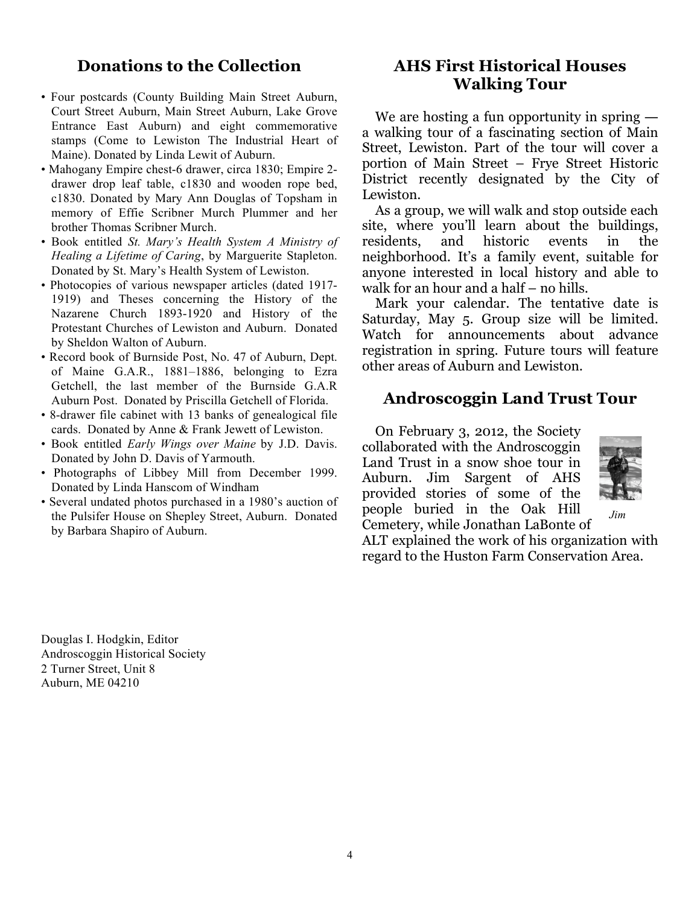## Donations to the Collection

- Four postcards (County Building Main Street Auburn, Court Street Auburn, Main Street Auburn, Lake Grove Entrance East Auburn) and eight commemorative stamps (Come to Lewiston The Industrial Heart of Maine). Donated by Linda Lewit of Auburn.
- Mahogany Empire chest-6 drawer, circa 1830; Empire 2-drawer drop leaf table, c1830 and wooden rope bed, c1830. Donated by Mary Ann Douglas of Topsham in memory of Effie Scribner Murch Plummer and her brother Thomas Scribner Murch.
- Book entitled *St. Mary's Health System A Ministry of Healing a Lifetime of Caring*, by Marguerite Stapleton. Donated by St. Mary's Health System of Lewiston.
- Photocopies of various newspaper articles (dated 1917-1919) and Theses concerning the History of the Nazarene Church 1893-1920 and History of the Protestant Churches of Lewiston and Auburn. Donated by Sheldon Walton of Auburn.
- Record book of Burnside Post, No. 47 of Auburn, Dept. of Maine G.A.R., 1881–1886, belonging to Ezra Getchell, the last member of the Burnside G.A.R Auburn Post. Donated by Priscilla Getchell of Florida.
- 8-drawer file cabinet with 13 banks of genealogical file cards. Donated by Anne & Frank Jewett of Lewiston.
- Book entitled *Early Wings over Maine* by J.D. Davis. Donated by John D. Davis of Yarmouth.
- Photographs of Libbey Mill from December 1999. Donated by Linda Hanscom of Windham
- Several undated photos purchased in a 1980's auction of the Pulsifer House on Shepley Street, Auburn. Donated by Barbara Shapiro of Auburn.

## AHS First Historical Houses Walking Tour

We are hosting a fun opportunity in spring — a walking tour of a fascinating section of Main Street, Lewiston. Part of the tour will cover a portion of Main Street – Frye Street Historic District recently designated by the City of Lewiston.

As a group, we will walk and stop outside each site, where you'll learn about the buildings, residents, and historic events in the neighborhood. It's a family event, suitable for anyone interested in local history and able to walk for an hour and a half – no hills.

Mark your calendar. The tentative date is Saturday, May 5. Group size will be limited. Watch for announcements about advance registration in spring. Future tours will feature other areas of Auburn and Lewiston.

## Androscoggin Land Trust Tour

On February 3, 2012, the Society collaborated with the Androscoggin Land Trust in a snow shoe tour in Auburn. Jim Sargent of AHS provided stories of some of the people buried in the Oak Hill Cemetery, while Jonathan LaBonte of ALT explained the work of his organization with regard to the Huston Farm Conservation Area.

*Jim*

Douglas I. Hodgkin, Editor
Androscoggin Historical Society
2 Turner Street, Unit 8
Auburn, ME 04210